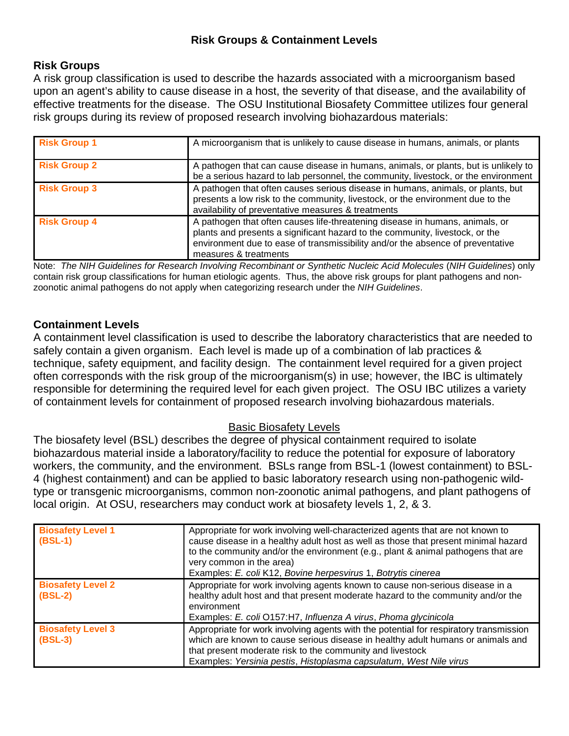# Risk Groups & Containment Levels

## Risk Groups

A risk group classification is used to describe the hazards associated with a microorganism based upon an agent's ability to cause disease in a host, the severity of that disease, and the availability of effective treatments for the disease. The OSU Institutional Biosafety Committee utilizes four general risk groups during its review of proposed research involving biohazardous materials:

| | |
|---|---|
| **Risk Group 1** | A microorganism that is unlikely to cause disease in humans, animals, or plants |
| **Risk Group 2** | A pathogen that can cause disease in humans, animals, or plants, but is unlikely to be a serious hazard to lab personnel, the community, livestock, or the environment |
| **Risk Group 3** | A pathogen that often causes serious disease in humans, animals, or plants, but presents a low risk to the community, livestock, or the environment due to the availability of preventative measures & treatments |
| **Risk Group 4** | A pathogen that often causes life-threatening disease in humans, animals, or plants and presents a significant hazard to the community, livestock, or the environment due to ease of transmissibility and/or the absence of preventative measures & treatments |

Note: *The NIH Guidelines for Research Involving Recombinant or Synthetic Nucleic Acid Molecules* (*NIH Guidelines*) only contain risk group classifications for human etiologic agents. Thus, the above risk groups for plant pathogens and non-zoonotic animal pathogens do not apply when categorizing research under the *NIH Guidelines*.

## Containment Levels

A containment level classification is used to describe the laboratory characteristics that are needed to safely contain a given organism. Each level is made up of a combination of lab practices & technique, safety equipment, and facility design. The containment level required for a given project often corresponds with the risk group of the microorganism(s) in use; however, the IBC is ultimately responsible for determining the required level for each given project. The OSU IBC utilizes a variety of containment levels for containment of proposed research involving biohazardous materials.

### Basic Biosafety Levels

The biosafety level (BSL) describes the degree of physical containment required to isolate biohazardous material inside a laboratory/facility to reduce the potential for exposure of laboratory workers, the community, and the environment. BSLs range from BSL-1 (lowest containment) to BSL-4 (highest containment) and can be applied to basic laboratory research using non-pathogenic wild-type or transgenic microorganisms, common non-zoonotic animal pathogens, and plant pathogens of local origin. At OSU, researchers may conduct work at biosafety levels 1, 2, & 3.

| | |
|---|---|
| **Biosafety Level 1 (BSL-1)** | Appropriate for work involving well-characterized agents that are not known to cause disease in a healthy adult host as well as those that present minimal hazard to the community and/or the environment (e.g., plant & animal pathogens that are very common in the area)<br>Examples: *E. coli* K12, *Bovine herpesvirus* 1, *Botrytis cinerea* |
| **Biosafety Level 2 (BSL-2)** | Appropriate for work involving agents known to cause non-serious disease in a healthy adult host and that present moderate hazard to the community and/or the environment<br>Examples: *E. coli* O157:H7, *Influenza A virus*, *Phoma glycinicola* |
| **Biosafety Level 3 (BSL-3)** | Appropriate for work involving agents with the potential for respiratory transmission which are known to cause serious disease in healthy adult humans or animals and that present moderate risk to the community and livestock<br>Examples: *Yersinia pestis*, *Histoplasma capsulatum*, *West Nile virus* |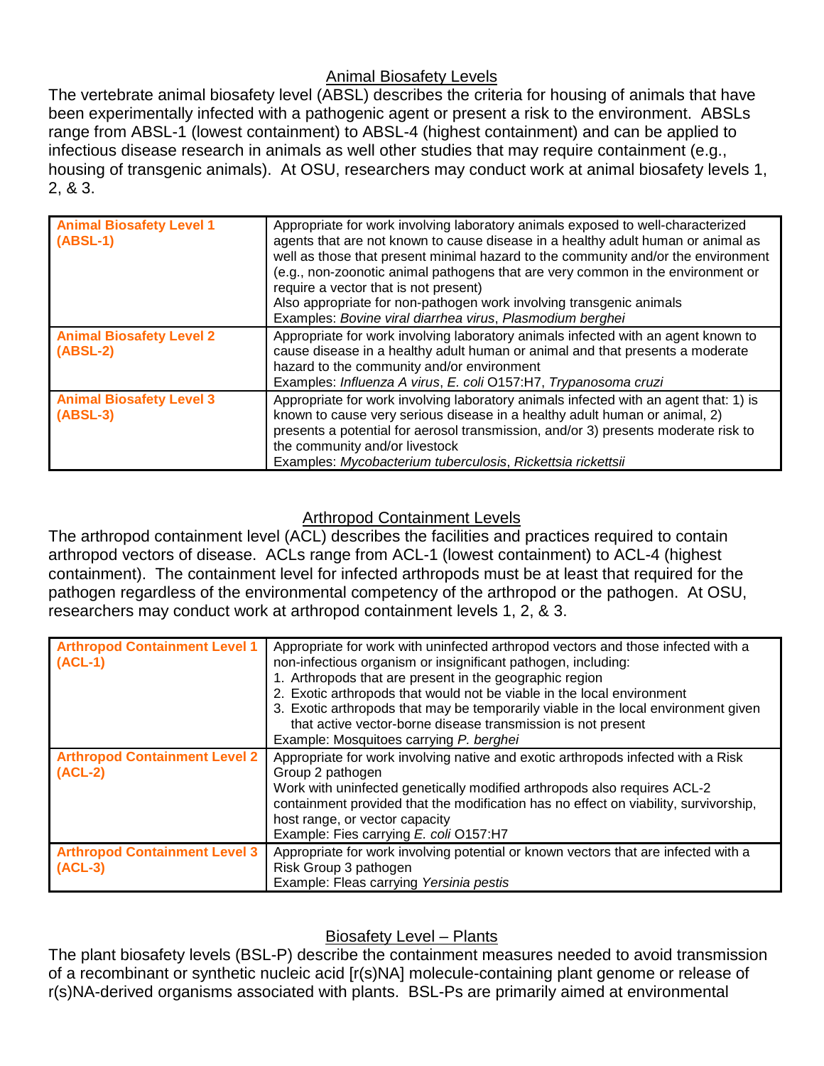## Animal Biosafety Levels

The vertebrate animal biosafety level (ABSL) describes the criteria for housing of animals that have been experimentally infected with a pathogenic agent or present a risk to the environment. ABSLs range from ABSL-1 (lowest containment) to ABSL-4 (highest containment) and can be applied to infectious disease research in animals as well other studies that may require containment (e.g., housing of transgenic animals). At OSU, researchers may conduct work at animal biosafety levels 1, 2, & 3.

| Level | Description |
|---|---|
| **Animal Biosafety Level 1 (ABSL-1)** | Appropriate for work involving laboratory animals exposed to well-characterized agents that are not known to cause disease in a healthy adult human or animal as well as those that present minimal hazard to the community and/or the environment (e.g., non-zoonotic animal pathogens that are very common in the environment or require a vector that is not present)<br>Also appropriate for non-pathogen work involving transgenic animals<br>Examples: *Bovine viral diarrhea virus*, *Plasmodium berghei* |
| **Animal Biosafety Level 2 (ABSL-2)** | Appropriate for work involving laboratory animals infected with an agent known to cause disease in a healthy adult human or animal and that presents a moderate hazard to the community and/or environment<br>Examples: *Influenza A virus*, *E. coli* O157:H7, *Trypanosoma cruzi* |
| **Animal Biosafety Level 3 (ABSL-3)** | Appropriate for work involving laboratory animals infected with an agent that: 1) is known to cause very serious disease in a healthy adult human or animal, 2) presents a potential for aerosol transmission, and/or 3) presents moderate risk to the community and/or livestock<br>Examples: *Mycobacterium tuberculosis*, *Rickettsia rickettsii* |

## Arthropod Containment Levels

The arthropod containment level (ACL) describes the facilities and practices required to contain arthropod vectors of disease. ACLs range from ACL-1 (lowest containment) to ACL-4 (highest containment). The containment level for infected arthropods must be at least that required for the pathogen regardless of the environmental competency of the arthropod or the pathogen. At OSU, researchers may conduct work at arthropod containment levels 1, 2, & 3.

| Level | Description |
|---|---|
| **Arthropod Containment Level 1 (ACL-1)** | Appropriate for work with uninfected arthropod vectors and those infected with a non-infectious organism or insignificant pathogen, including:<br>1. Arthropods that are present in the geographic region<br>2. Exotic arthropods that would not be viable in the local environment<br>3. Exotic arthropods that may be temporarily viable in the local environment given that active vector-borne disease transmission is not present<br>Example: Mosquitoes carrying *P. berghei* |
| **Arthropod Containment Level 2 (ACL-2)** | Appropriate for work involving native and exotic arthropods infected with a Risk Group 2 pathogen<br>Work with uninfected genetically modified arthropods also requires ACL-2 containment provided that the modification has no effect on viability, survivorship, host range, or vector capacity<br>Example: Fies carrying *E. coli* O157:H7 |
| **Arthropod Containment Level 3 (ACL-3)** | Appropriate for work involving potential or known vectors that are infected with a Risk Group 3 pathogen<br>Example: Fleas carrying *Yersinia pestis* |

## Biosafety Level – Plants

The plant biosafety levels (BSL-P) describe the containment measures needed to avoid transmission of a recombinant or synthetic nucleic acid [r(s)NA] molecule-containing plant genome or release of r(s)NA-derived organisms associated with plants. BSL-Ps are primarily aimed at environmental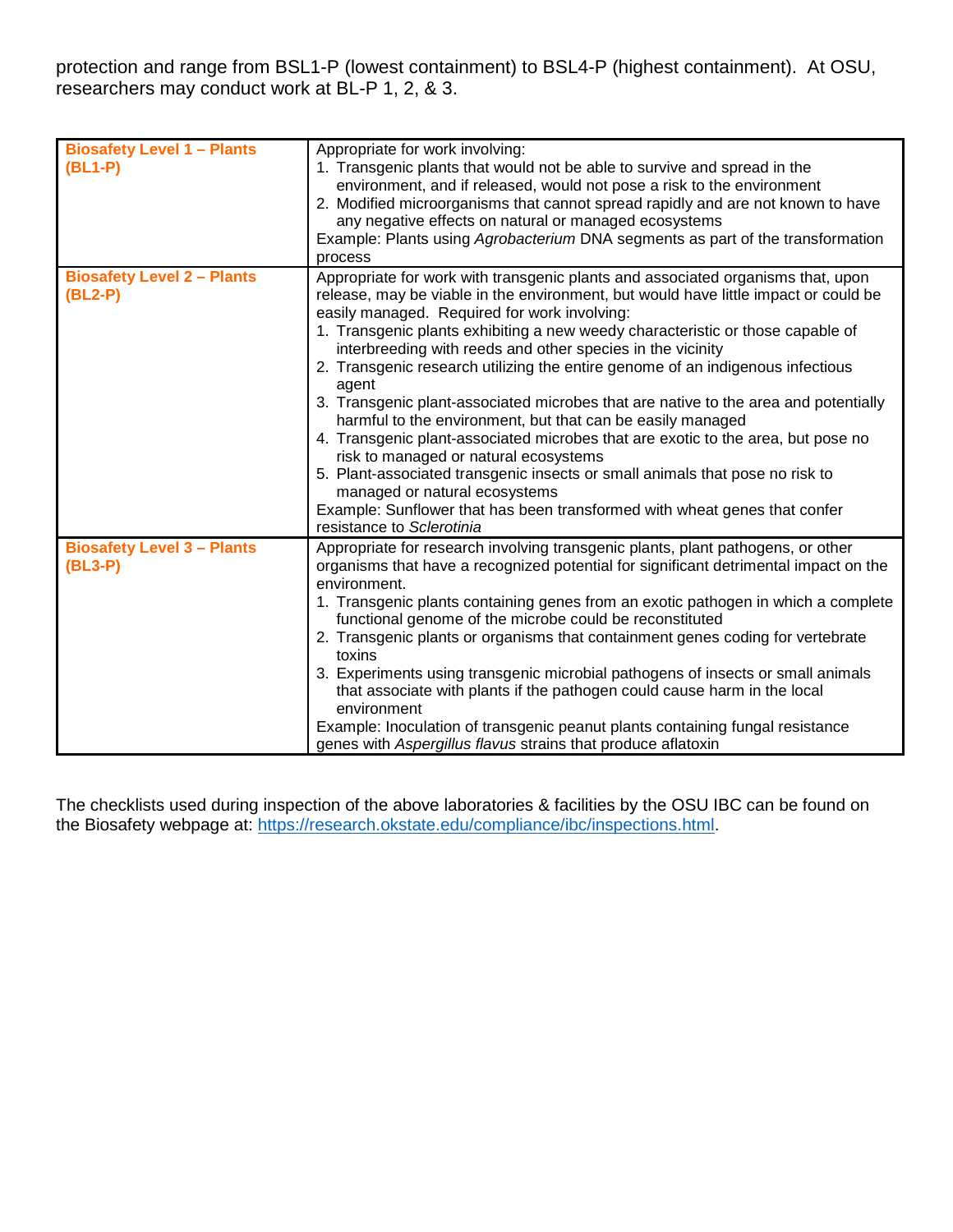protection and range from BSL1-P (lowest containment) to BSL4-P (highest containment). At OSU, researchers may conduct work at BL-P 1, 2, & 3.

| | |
|---|---|
| **Biosafety Level 1 – Plants (BL1-P)** | Appropriate for work involving:<br>1. Transgenic plants that would not be able to survive and spread in the environment, and if released, would not pose a risk to the environment<br>2. Modified microorganisms that cannot spread rapidly and are not known to have any negative effects on natural or managed ecosystems<br>Example: Plants using *Agrobacterium* DNA segments as part of the transformation process |
| **Biosafety Level 2 – Plants (BL2-P)** | Appropriate for work with transgenic plants and associated organisms that, upon release, may be viable in the environment, but would have little impact or could be easily managed. Required for work involving:<br>1. Transgenic plants exhibiting a new weedy characteristic or those capable of interbreeding with reeds and other species in the vicinity<br>2. Transgenic research utilizing the entire genome of an indigenous infectious agent<br>3. Transgenic plant-associated microbes that are native to the area and potentially harmful to the environment, but that can be easily managed<br>4. Transgenic plant-associated microbes that are exotic to the area, but pose no risk to managed or natural ecosystems<br>5. Plant-associated transgenic insects or small animals that pose no risk to managed or natural ecosystems<br>Example: Sunflower that has been transformed with wheat genes that confer resistance to *Sclerotinia* |
| **Biosafety Level 3 – Plants (BL3-P)** | Appropriate for research involving transgenic plants, plant pathogens, or other organisms that have a recognized potential for significant detrimental impact on the environment.<br>1. Transgenic plants containing genes from an exotic pathogen in which a complete functional genome of the microbe could be reconstituted<br>2. Transgenic plants or organisms that containment genes coding for vertebrate toxins<br>3. Experiments using transgenic microbial pathogens of insects or small animals that associate with plants if the pathogen could cause harm in the local environment<br>Example: Inoculation of transgenic peanut plants containing fungal resistance genes with *Aspergillus flavus* strains that produce aflatoxin |

The checklists used during inspection of the above laboratories & facilities by the OSU IBC can be found on the Biosafety webpage at: https://research.okstate.edu/compliance/ibc/inspections.html.